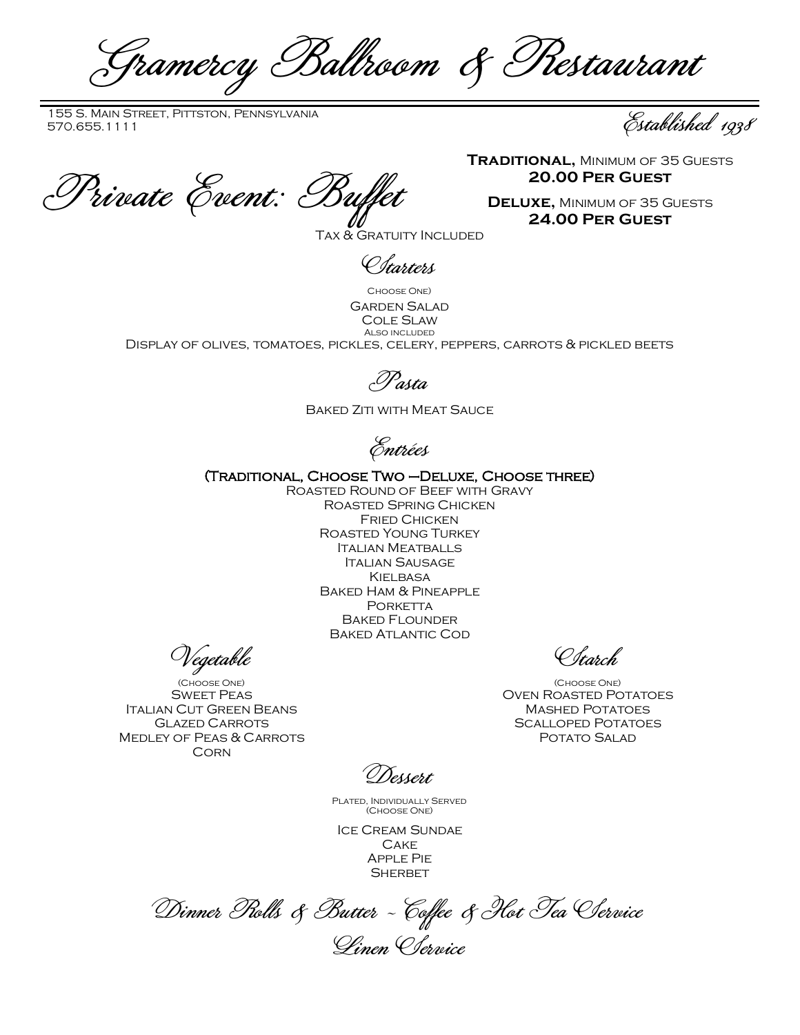# Gramercy Ballroom & Restaurant

155 S. Main Street, Pittston, Pennsylvania
570.655.1111

*Established 1938*

## Private Event: Buffet

**Traditional,** Minimum of 35 Guests
**20.00 Per Guest**

**Deluxe,** Minimum of 35 Guests
**24.00 Per Guest**

Tax & Gratuity Included

### Starters

Choose One)

Garden Salad
Cole Slaw

Also included

Display of olives, tomatoes, pickles, celery, peppers, carrots & pickled beets

### Pasta

Baked Ziti with Meat Sauce

### Entrées

**(Traditional, Choose Two –Deluxe, Choose three)**

Roasted Round of Beef with Gravy
Roasted Spring Chicken
Fried Chicken
Roasted Young Turkey
Italian Meatballs
Italian Sausage
Kielbasa
Baked Ham & Pineapple
Porketta
Baked Flounder
Baked Atlantic Cod

### Vegetable

(Choose One)

Sweet Peas
Italian Cut Green Beans
Glazed Carrots
Medley of Peas & Carrots
Corn

### Starch

(Choose One)

Oven Roasted Potatoes
Mashed Potatoes
Scalloped Potatoes
Potato Salad

### Dessert

Plated, Individually Served
(Choose One)

Ice Cream Sundae
Cake
Apple Pie
Sherbet

*Dinner Rolls & Butter ~ Coffee & Hot Tea Service*

*Linen Service*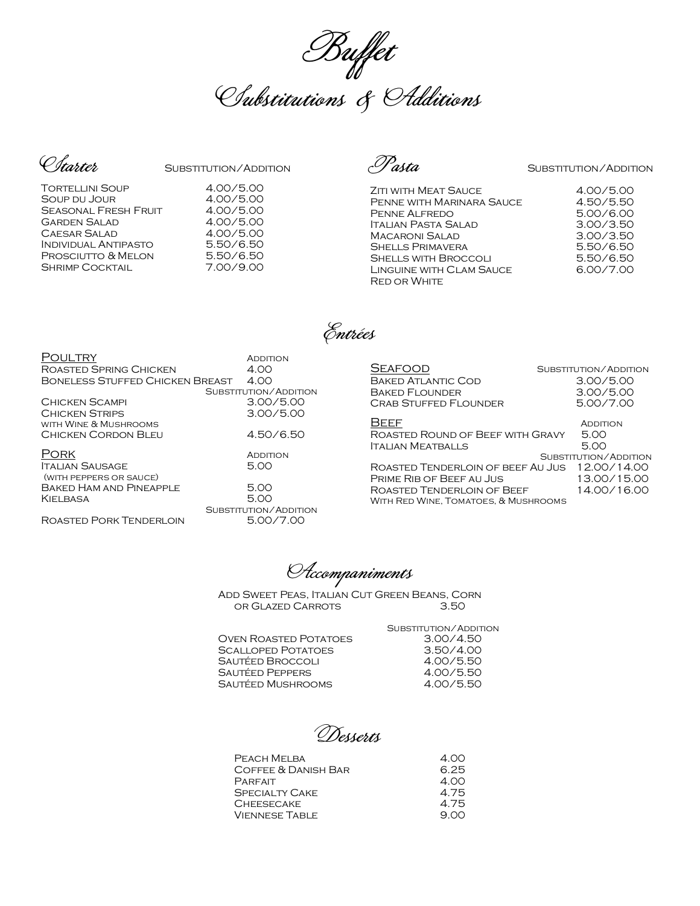# Buffet

## Substitutions & Additions

### Starter

| Starter | Substitution/Addition |
|---|---|
| Tortellini Soup | 4.00/5.00 |
| Soup du Jour | 4.00/5.00 |
| Seasonal Fresh Fruit | 4.00/5.00 |
| Garden Salad | 4.00/5.00 |
| Caesar Salad | 4.00/5.00 |
| Individual Antipasto | 5.50/6.50 |
| Prosciutto & Melon | 5.50/6.50 |
| Shrimp Cocktail | 7.00/9.00 |

### Pasta

| Pasta | Substitution/Addition |
|---|---|
| Ziti with Meat Sauce | 4.00/5.00 |
| Penne with Marinara Sauce | 4.50/5.50 |
| Penne Alfredo | 5.00/6.00 |
| Italian Pasta Salad | 3.00/3.50 |
| Macaroni Salad | 3.00/3.50 |
| Shells Primavera | 5.50/6.50 |
| Shells with Broccoli | 5.50/6.50 |
| Linguine with Clam Sauce Red or White | 6.00/7.00 |

## Entrées

### Poultry

| Poultry | Addition |
|---|---|
| Roasted Spring Chicken | 4.00 |
| Boneless Stuffed Chicken Breast | 4.00 |

| | Substitution/Addition |
|---|---|
| Chicken Scampi | 3.00/5.00 |
| Chicken Strips with Wine & Mushrooms | 3.00/5.00 |
| Chicken Cordon Bleu | 4.50/6.50 |

### Pork

| Pork | Addition |
|---|---|
| Italian Sausage (with peppers or sauce) | 5.00 |
| Baked Ham and Pineapple | 5.00 |
| Kielbasa | 5.00 |

| | Substitution/Addition |
|---|---|
| Roasted Pork Tenderloin | 5.00/7.00 |

### Seafood

| Seafood | Substitution/Addition |
|---|---|
| Baked Atlantic Cod | 3.00/5.00 |
| Baked Flounder | 3.00/5.00 |
| Crab Stuffed Flounder | 5.00/7.00 |

### Beef

| Beef | Addition |
|---|---|
| Roasted Round of Beef with Gravy | 5.00 |
| Italian Meatballs | 5.00 |

| | Substitution/Addition |
|---|---|
| Roasted Tenderloin of Beef Au Jus | 12.00/14.00 |
| Prime Rib of Beef au Jus | 13.00/15.00 |
| Roasted Tenderloin of Beef With Red Wine, Tomatoes, & Mushrooms | 14.00/16.00 |

## Accompaniments

Add Sweet Peas, Italian Cut Green Beans, Corn or Glazed Carrots 3.50

| | Substitution/Addition |
|---|---|
| Oven Roasted Potatoes | 3.00/4.50 |
| Scalloped Potatoes | 3.50/4.00 |
| Sautéed Broccoli | 4.00/5.50 |
| Sautéed Peppers | 4.00/5.50 |
| Sautéed Mushrooms | 4.00/5.50 |

## Desserts

| | |
|---|---|
| Peach Melba | 4.00 |
| Coffee & Danish Bar | 6.25 |
| Parfait | 4.00 |
| Specialty Cake | 4.75 |
| Cheesecake | 4.75 |
| Viennese Table | 9.00 |